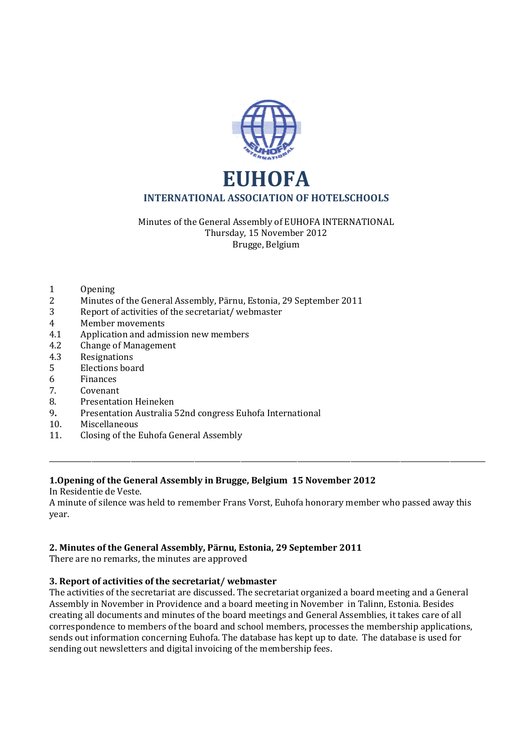# EUHOFA

## INTERNATIONAL ASSOCIATION OF HOTELSCHOOLS

Minutes of the General Assembly of EUHOFA INTERNATIONAL
Thursday, 15 November 2012
Brugge, Belgium

| | |
|---|---|
| 1 | Opening |
| 2 | Minutes of the General Assembly, Pärnu, Estonia, 29 September 2011 |
| 3 | Report of activities of the secretariat/ webmaster |
| 4 | Member movements |
| 4.1 | Application and admission new members |
| 4.2 | Change of Management |
| 4.3 | Resignations |
| 5 | Elections board |
| 6 | Finances |
| 7. | Covenant |
| 8. | Presentation Heineken |
| 9. | Presentation Australia 52nd congress Euhofa International |
| 10. | Miscellaneous |
| 11. | Closing of the Euhofa General Assembly |

---

**1.Opening of the General Assembly in Brugge, Belgium 15 November 2012**

In Residentie de Veste.

A minute of silence was held to remember Frans Vorst, Euhofa honorary member who passed away this year.

**2. Minutes of the General Assembly, Pärnu, Estonia, 29 September 2011**

There are no remarks, the minutes are approved

**3. Report of activities of the secretariat/ webmaster**

The activities of the secretariat are discussed. The secretariat organized a board meeting and a General Assembly in November in Providence and a board meeting in November in Talinn, Estonia. Besides creating all documents and minutes of the board meetings and General Assemblies, it takes care of all correspondence to members of the board and school members, processes the membership applications, sends out information concerning Euhofa. The database has kept up to date. The database is used for sending out newsletters and digital invoicing of the membership fees.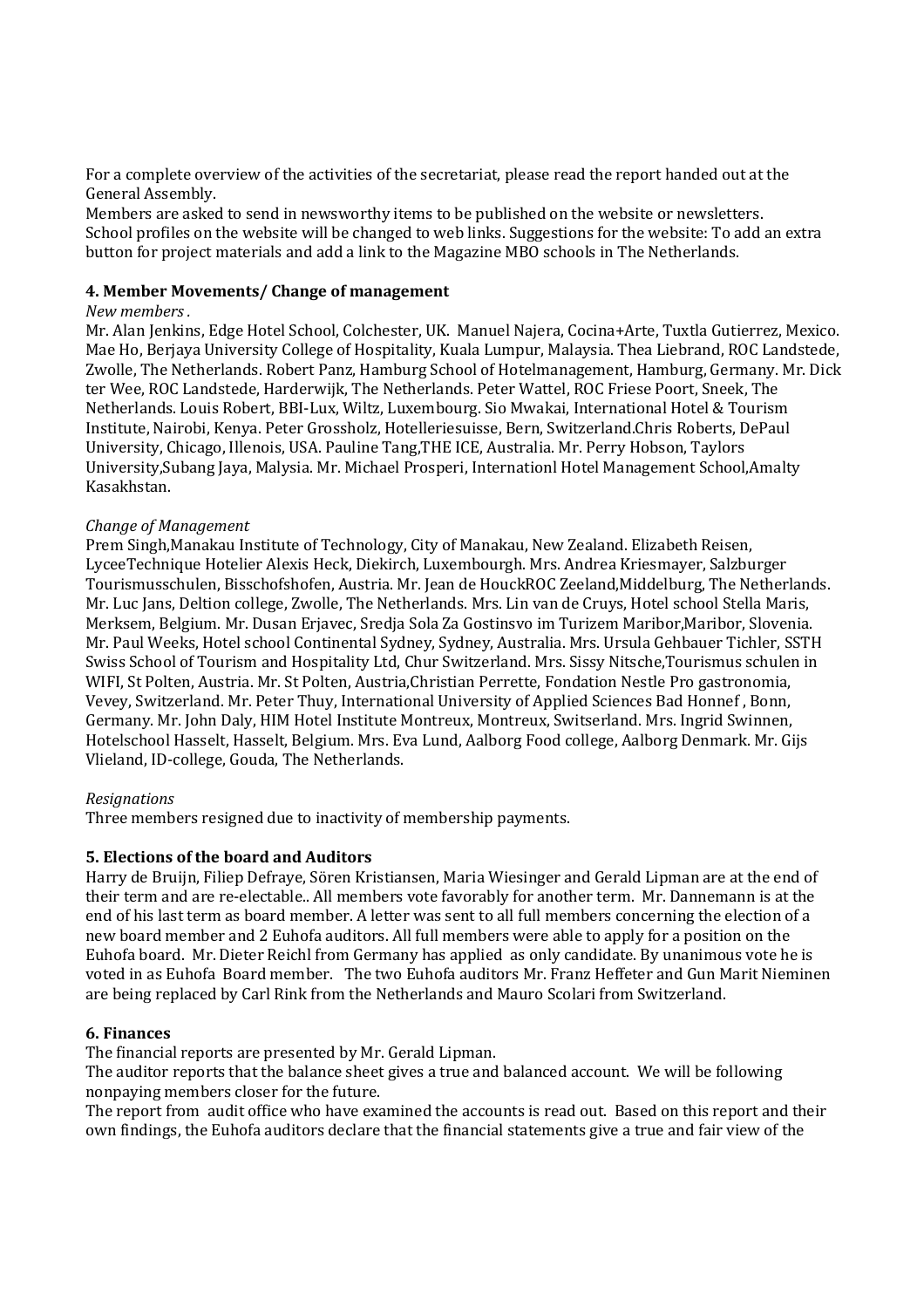For a complete overview of the activities of the secretariat, please read the report handed out at the General Assembly.
Members are asked to send in newsworthy items to be published on the website or newsletters.
School profiles on the website will be changed to web links. Suggestions for the website: To add an extra button for project materials and add a link to the Magazine MBO schools in The Netherlands.

**4. Member Movements/ Change of management**

*New members .*

Mr. Alan Jenkins, Edge Hotel School, Colchester, UK. Manuel Najera, Cocina+Arte, Tuxtla Gutierrez, Mexico. Mae Ho, Berjaya University College of Hospitality, Kuala Lumpur, Malaysia. Thea Liebrand, ROC Landstede, Zwolle, The Netherlands. Robert Panz, Hamburg School of Hotelmanagement, Hamburg, Germany. Mr. Dick ter Wee, ROC Landstede, Harderwijk, The Netherlands. Peter Wattel, ROC Friese Poort, Sneek, The Netherlands. Louis Robert, BBI-Lux, Wiltz, Luxembourg. Sio Mwakai, International Hotel & Tourism Institute, Nairobi, Kenya. Peter Grossholz, Hotelleriesuisse, Bern, Switzerland.Chris Roberts, DePaul University, Chicago, Illenois, USA. Pauline Tang,THE ICE, Australia. Mr. Perry Hobson, Taylors University,Subang Jaya, Malysia. Mr. Michael Prosperi, Internationl Hotel Management School,Amalty Kasakhstan.

*Change of Management*

Prem Singh,Manakau Institute of Technology, City of Manakau, New Zealand. Elizabeth Reisen, LyceeTechnique Hotelier Alexis Heck, Diekirch, Luxembourgh. Mrs. Andrea Kriesmayer, Salzburger Tourismusschulen, Bisschofshofen, Austria. Mr. Jean de HouckROC Zeeland,Middelburg, The Netherlands. Mr. Luc Jans, Deltion college, Zwolle, The Netherlands. Mrs. Lin van de Cruys, Hotel school Stella Maris, Merksem, Belgium. Mr. Dusan Erjavec, Sredja Sola Za Gostinsvo im Turizem Maribor,Maribor, Slovenia. Mr. Paul Weeks, Hotel school Continental Sydney, Sydney, Australia. Mrs. Ursula Gehbauer Tichler, SSTH Swiss School of Tourism and Hospitality Ltd, Chur Switzerland. Mrs. Sissy Nitsche,Tourismus schulen in WIFI, St Polten, Austria. Mr. St Polten, Austria,Christian Perrette, Fondation Nestle Pro gastronomia, Vevey, Switzerland. Mr. Peter Thuy, International University of Applied Sciences Bad Honnef , Bonn, Germany. Mr. John Daly, HIM Hotel Institute Montreux, Montreux, Switserland. Mrs. Ingrid Swinnen, Hotelschool Hasselt, Hasselt, Belgium. Mrs. Eva Lund, Aalborg Food college, Aalborg Denmark. Mr. Gijs Vlieland, ID-college, Gouda, The Netherlands.

*Resignations*

Three members resigned due to inactivity of membership payments.

**5. Elections of the board and Auditors**

Harry de Bruijn, Filiep Defraye, Sören Kristiansen, Maria Wiesinger and Gerald Lipman are at the end of their term and are re-electable.. All members vote favorably for another term. Mr. Dannemann is at the end of his last term as board member. A letter was sent to all full members concerning the election of a new board member and 2 Euhofa auditors. All full members were able to apply for a position on the Euhofa board. Mr. Dieter Reichl from Germany has applied as only candidate. By unanimous vote he is voted in as Euhofa Board member. The two Euhofa auditors Mr. Franz Heffeter and Gun Marit Nieminen are being replaced by Carl Rink from the Netherlands and Mauro Scolari from Switzerland.

**6. Finances**

The financial reports are presented by Mr. Gerald Lipman.
The auditor reports that the balance sheet gives a true and balanced account. We will be following nonpaying members closer for the future.
The report from audit office who have examined the accounts is read out. Based on this report and their own findings, the Euhofa auditors declare that the financial statements give a true and fair view of the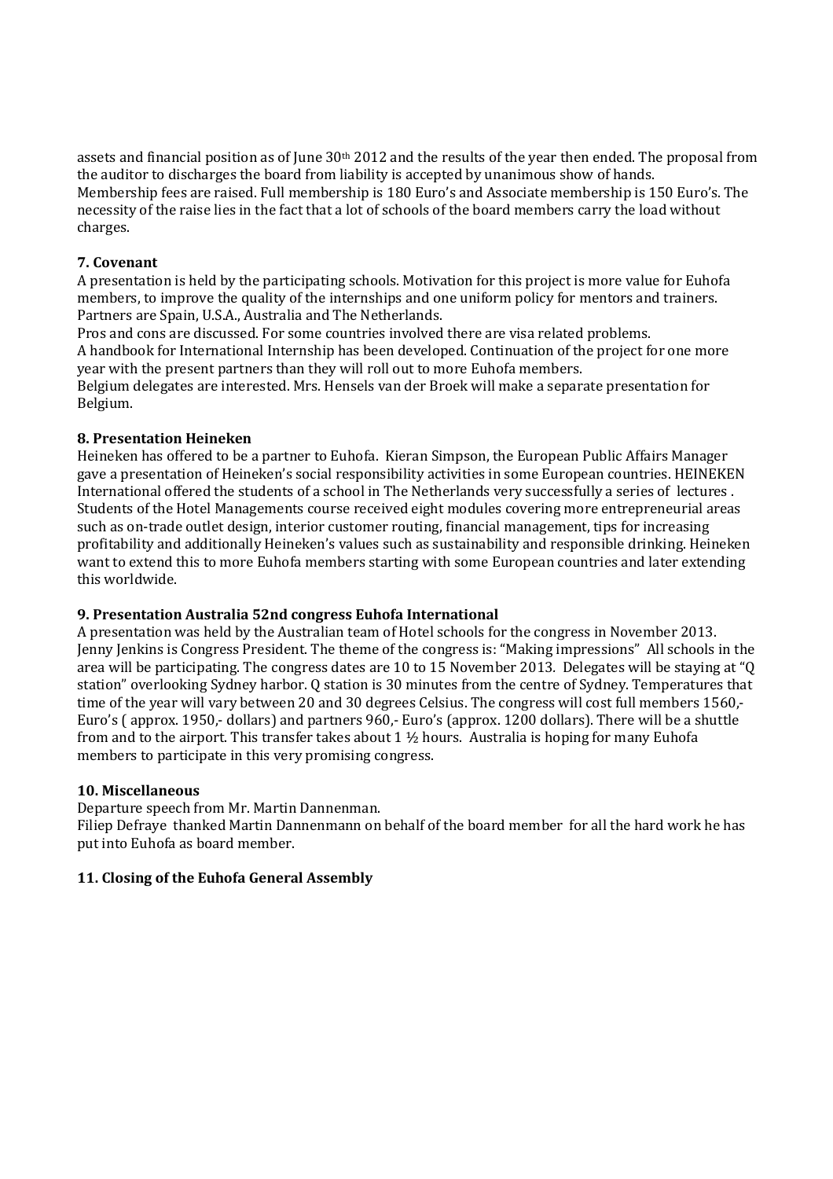assets and financial position as of June 30th 2012 and the results of the year then ended. The proposal from the auditor to discharges the board from liability is accepted by unanimous show of hands.
Membership fees are raised. Full membership is 180 Euro's and Associate membership is 150 Euro's. The necessity of the raise lies in the fact that a lot of schools of the board members carry the load without charges.

**7. Covenant**

A presentation is held by the participating schools. Motivation for this project is more value for Euhofa members, to improve the quality of the internships and one uniform policy for mentors and trainers. Partners are Spain, U.S.A., Australia and The Netherlands.
Pros and cons are discussed. For some countries involved there are visa related problems.
A handbook for International Internship has been developed. Continuation of the project for one more year with the present partners than they will roll out to more Euhofa members.
Belgium delegates are interested. Mrs. Hensels van der Broek will make a separate presentation for Belgium.

**8. Presentation Heineken**

Heineken has offered to be a partner to Euhofa. Kieran Simpson, the European Public Affairs Manager gave a presentation of Heineken's social responsibility activities in some European countries. HEINEKEN International offered the students of a school in The Netherlands very successfully a series of lectures . Students of the Hotel Managements course received eight modules covering more entrepreneurial areas such as on-trade outlet design, interior customer routing, financial management, tips for increasing profitability and additionally Heineken's values such as sustainability and responsible drinking. Heineken want to extend this to more Euhofa members starting with some European countries and later extending this worldwide.

**9. Presentation Australia 52nd congress Euhofa International**

A presentation was held by the Australian team of Hotel schools for the congress in November 2013. Jenny Jenkins is Congress President. The theme of the congress is: "Making impressions" All schools in the area will be participating. The congress dates are 10 to 15 November 2013. Delegates will be staying at "Q station" overlooking Sydney harbor. Q station is 30 minutes from the centre of Sydney. Temperatures that time of the year will vary between 20 and 30 degrees Celsius. The congress will cost full members 1560,- Euro's ( approx. 1950,- dollars) and partners 960,- Euro's (approx. 1200 dollars). There will be a shuttle from and to the airport. This transfer takes about 1 ½ hours. Australia is hoping for many Euhofa members to participate in this very promising congress.

**10. Miscellaneous**

Departure speech from Mr. Martin Dannenman.
Filiep Defraye thanked Martin Dannenmann on behalf of the board member for all the hard work he has put into Euhofa as board member.

**11. Closing of the Euhofa General Assembly**